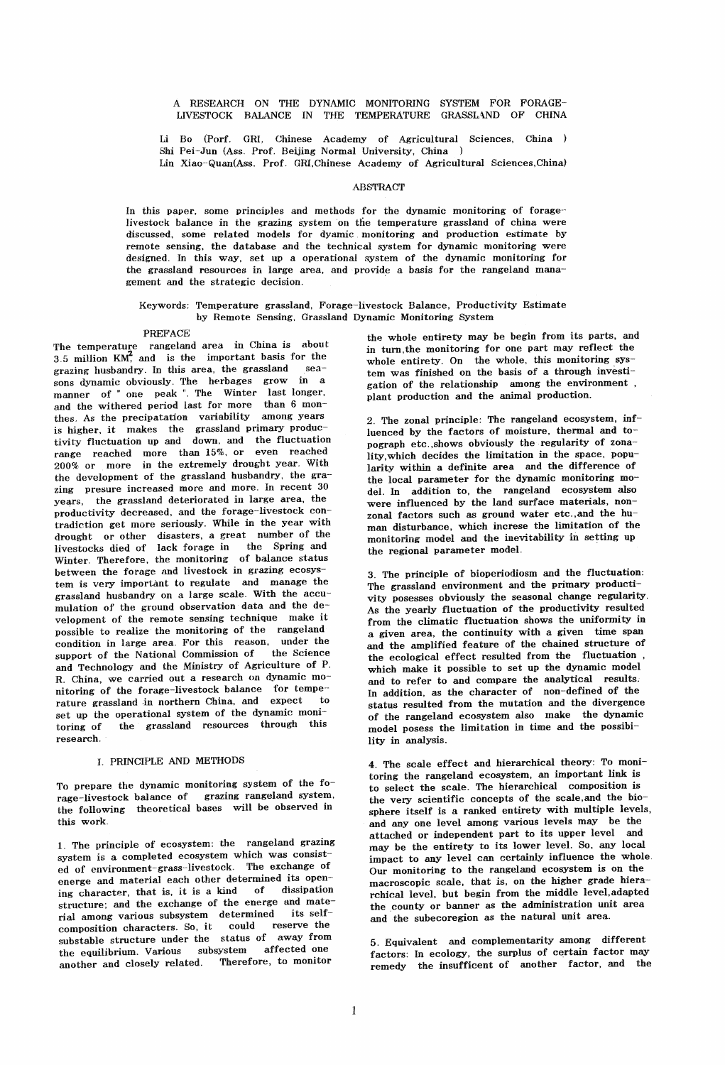# A RESEARCH ON THE DYNAMIC MONITORING SYSTEM FOR FORAGE-LIVESTOCK BALANCE IN THE TEMPERATURE GRASSLAND OF CHINA

Li Bo (Porf. GRI, Chinese Academy of Agricultural Sciences, China )
Shi Pei-Jun (Ass. Prof. Beijing Normal University, China )
Lin Xiao-Quan(Ass. Prof. GRI,Chinese Academy of Agricultural Sciences,China)

## ABSTRACT

In this paper, some principles and methods for the dynamic monitoring of forage-livestock balance in the grazing system on the temperature grassland of china were discussed, some related models for dyamic monitoring and production estimate by remote sensing, the database and the technical system for dynamic monitoring were designed. In this way, set up a operational system of the dynamic monitoring for the grassland resources in large area, and provide a basis for the rangeland management and the strategic decision.

Keywords: Temperature grassland, Forage-livestock Balance, Productivity Estimate by Remote Sensing, Grassland Dynamic Monitoring System

## PREFACE

The temperature rangeland area in China is about 3.5 million $KM^2$ and is the important basis for the grazing husbandry. In this area, the grassland seasons dynamic obviously. The herbages grow in a manner of " one peak ". The Winter last longer, and the withered period last for more than 6 monthes. As the precipatation variability among years is higher, it makes the grassland primary productivity fluctuation up and down, and the fluctuation range reached more than 15%, or even reached 200% or more in the extremely drought year. With the development of the grassland husbandry, the grazing presure increased more and more. In recent 30 years, the grassland deteriorated in large area, the productivity decreased, and the forage-livestock contradiction get more seriously. While in the year with drought or other disasters, a great number of the livestocks died of lack forage in the Spring and Winter. Therefore, the monitoring of balance status between the forage and livestock in grazing ecosystem is very important to regulate and manage the grassland husbandry on a large scale. With the accumulation of the ground observation data and the development of the remote sensing technique make it possible to realize the monitoring of the rangeland condition in large area. For this reason, under the support of the National Commission of the Science and Technology and the Ministry of Agriculture of P. R. China, we carried out a research on dynamic monitoring of the forage-livestock balance for temperature grassland in northern China, and expect to set up the operational system of the dynamic monitoring of the grassland resources through this research.

## I. PRINCIPLE AND METHODS

To prepare the dynamic monitoring system of the forage-livestock balance of grazing rangeland system, the following theoretical bases will be observed in this work.

1. The principle of ecosystem: the rangeland grazing system is a completed ecosystem which was consisted of environment-grass-livestock. The exchange of energe and material each other determined its opening character, that is, it is a kind of dissipation structure; and the exchange of the energe and material among various subsystem determined its self-composition characters. So, it could reserve the substable structure under the status of away from the equilibrium. Various subsystem affected one another and closely related. Therefore, to monitor the whole entirety may be begin from its parts, and in turn,the monitoring for one part may reflect the whole entirety. On the whole, this monitoring system was finished on the basis of a through investigation of the relationship among the environment , plant production and the animal production.

2. The zonal principle: The rangeland ecosystem, influenced by the factors of moisture, thermal and topograph etc.,shows obviously the regularity of zonality,which decides the limitation in the space, popularity within a definite area and the difference of the local parameter for the dynamic monitoring model. In addition to, the rangeland ecosystem also were influenced by the land surface materials, nonzonal factors such as ground water etc.,and the human disturbance, which increse the limitation of the monitoring model and the inevitability in setting up the regional parameter model.

3. The principle of bioperiodiosm and the fluctuation: The grassland environment and the primary productivity posesses obviously the seasonal change regularity. As the yearly fluctuation of the productivity resulted from the climatic fluctuation shows the uniformity in a given area, the continuity with a given time span and the amplified feature of the chained structure of the ecological effect resulted from the fluctuation , which make it possible to set up the dynamic model and to refer to and compare the analytical results. In addition, as the character of non-defined of the status resulted from the mutation and the divergence of the rangeland ecosystem also make the dynamic model posess the limitation in time and the possibility in analysis.

4. The scale effect and hierarchical theory: To monitoring the rangeland ecosystem, an important link is to select the scale. The hierarchical composition is the very scientific concepts of the scale,and the biosphere itself is a ranked entirety with multiple levels, and any one level among various levels may be the attached or independent part to its upper level and may be the entirety to its lower level. So, any local impact to any level can certainly influence the whole. Our monitoring to the rangeland ecosystem is on the macroscopic scale, that is, on the higher grade hierarchical level, but begin from the middle level,adapted the county or banner as the administration unit area and the subecoregion as the natural unit area.

5. Equivalent and complementarity among different factors: In ecology, the surplus of certain factor may remedy the insufficent of another factor, and the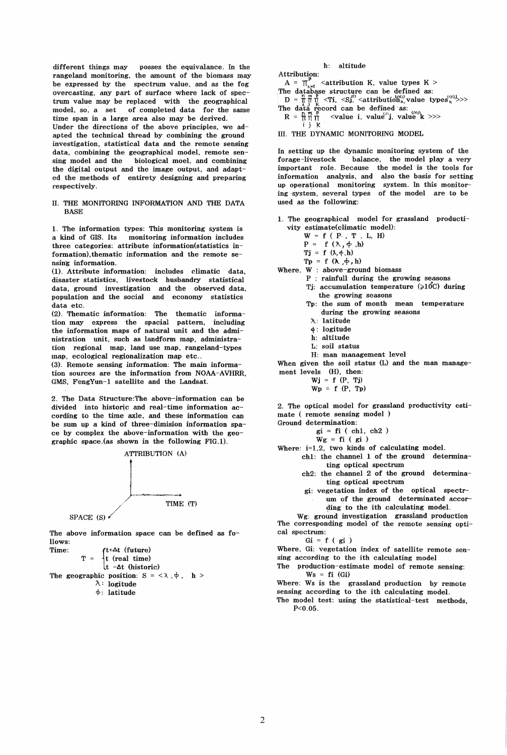different things may posses the equivalance. In the rangeland monitoring, the amount of the biomass may be expressed by the spectrum value, and as the fog overcasting, any part of surface where lack of spectrum value may be replaced with the geographical model, so, a set of completed data for the same time span in a large area also may be derived.

Under the directions of the above principles, we adapted the technical thread by combining the ground investigation, statistical data and the remote sensing data, combining the geographical model, remote sensing model and the biological moel, and combining the digital output and the image output, and adapted the methods of entirety designing and preparing respectively.

## II. THE MONITORING INFORMATION AND THE DATA BASE

1. The information types: This monitoring system is a kind of GIS. Its monitoring information includes three categories: attribute information(statistics information),thematic information and the remote sensing information.

(1). Attribute information: includes climatic data, disaster statistics, livestock husbandry statistical data, ground investigation and the observed data, population and the social and economy statistics data etc.

(2). Thematic information: The thematic information may express the spacial pattern, including the information maps of natural unit and the administration unit, such as landform map, administration regional map, land use map, rangeland-types map, ecological regionalization map etc..

(3). Remote sensing information: The main information sources are the information from NOAA-AVHRR, GMS, FengYun-1 satellite and the Landsat.

2. The Data Structure:The above-information can be divided into historic and real-time information according to the time axle, and these information can be sum up a kind of three-dimision information space by complex the above-information with the geographic space.(as shown in the following FIG.1).

ATTRIBUTION (A) — TIME (T) — SPACE (S)

The above information space can be defined as follows:

Time:

$$T = \begin{cases} t+\Delta t \text{ (future)} \\ t \text{ (real time)} \\ t-\Delta t \text{ (historic)} \end{cases}$$

The geographic position: $S = <\lambda, \phi, h>$

$\lambda$: logitude

$\phi$: latitude

h: altitude

Attribution:

$A = \prod_{K=1}^{P}$ <attribution K, value types K >

The database structure can be defined as:

$D = \prod_{i}^{n}\prod_{j}^{m}\prod_{K}^{P}$ <Ti, <Sj$^{(i)}$, <attribution$_K^{(i)(j)}$,value types$_K^{(i)(j)}$>>>

The data record can be defined as:

$R = \prod_{i}^{n}\prod_{j}^{m}\prod_{K}^{P}$ <value i, value$^{(i)}$j, value$_K^{(i)(j)}$ >>>

## III. THE DYNAMIC MONITORING MODEL

In setting up the dynamic monitoring system of the forage-livestock balance, the model play a very important role. Because the model is the tools for information analysis, and also the basis for setting up operational monitoring system. In this monitoring system, several types of the model are to be used as the following:

1. The geographical model for grassland productivity estimate(climatic model):

$$W = f(P, T, L, H)$$
$$P = f(\lambda, \phi, h)$$
$$Tj = f(\lambda, \phi, h)$$
$$Tp = f(\lambda, \phi, h)$$

Where, W : above-ground biomass

P : rainfull during the growing seasons

Tj: accumulation temperature (≥10°C) during the growing seasons

Tp: the sum of month mean temperature during the growing seasons

$\lambda$: latitude

$\phi$: logitude

h: altitude

L: soil status

H: man management level

When given the soil status (L) and the man management levels (H), then:

$$Wj = f(P, Tj)$$
$$Wp = f(P, Tp)$$

2. The optical model for grassland productivity estimate ( remote sensing model )

Ground determination:

$$gi = fi(ch1, ch2)$$
$$Wg = fi(gi)$$

Where: i=1,2, two kinds of calculating model.

ch1: the channel 1 of the ground determinating optical spectrum

ch2: the channel 2 of the ground determinating optical spectrum

gi: vegetation index of the optical spectrum of the ground determinated according to the ith calculating model.

Wg: ground investigation grassland production

The corresponding model of the remote sensing optical spectrum:

$$Gi = f(gi)$$

Where, Gi: vegetation index of satellite remote sensing according to the ith calculating model

The production-estimate model of remote sensing:

$$Ws = fi(Gi)$$

Where: Ws is the grassland production by remote sensing according to the ith calculating model.

The model test: using the statistical-test methods, $P<0.05$.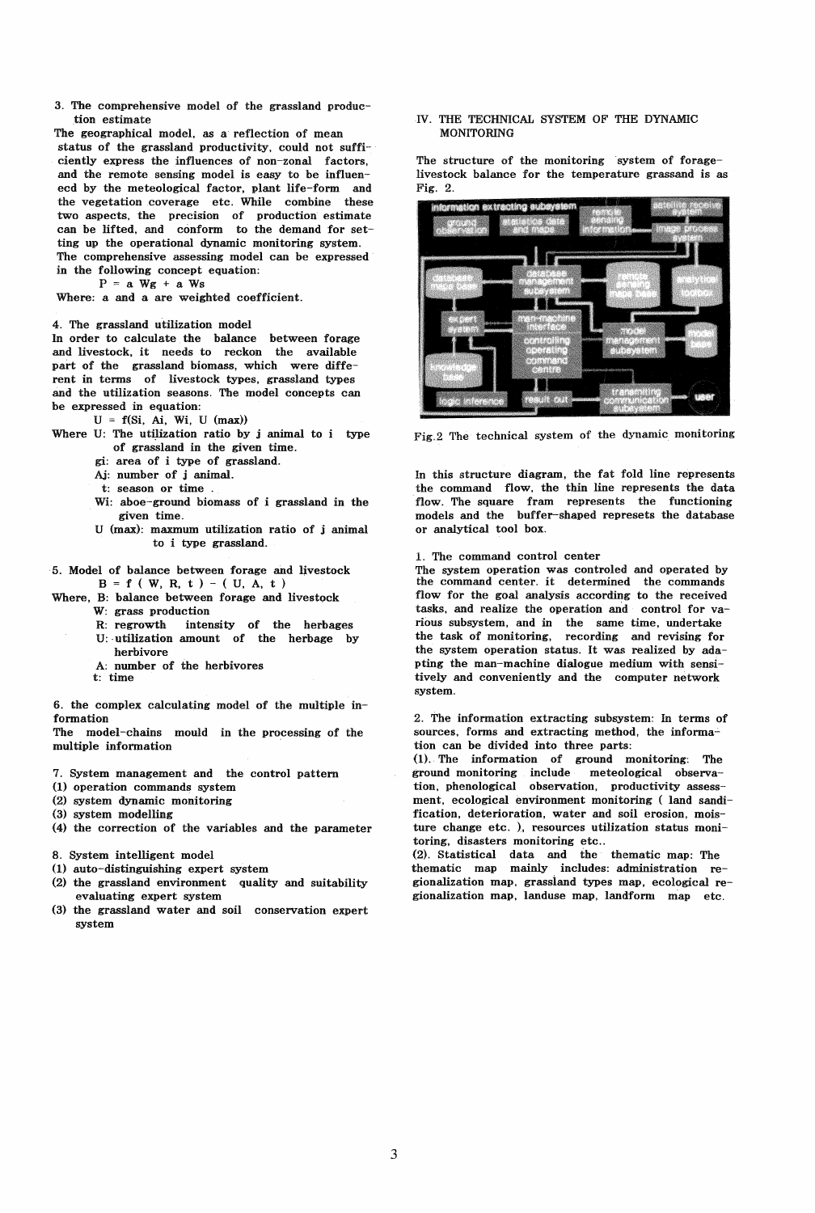3. The comprehensive model of the grassland production estimate

The geographical model, as a reflection of mean status of the grassland productivity, could not sufficiently express the influences of non-zonal factors, and the remote sensing model is easy to be influenced by the meteological factor, plant life-form and the vegetation coverage etc. While combine these two aspects, the precision of production estimate can be lifted, and conform to the demand for setting up the operational dynamic monitoring system. The comprehensive assessing model can be expressed in the following concept equation:

$$P = a\ Wg + a\ Ws$$

Where: a and a are weighted coefficient.

4. The grassland utilization model

In order to calculate the balance between forage and livestock, it needs to reckon the available part of the grassland biomass, which were different in terms of livestock types, grassland types and the utilization seasons. The model concepts can be expressed in equation:

$$U = f(Si,\ Ai,\ Wi,\ U\ (max))$$

Where U: The utilization ratio by j animal to i type of grassland in the given time.

- gi: area of i type of grassland.
- Aj: number of j animal.
- t: season or time .
- Wi: aboe-ground biomass of i grassland in the given time.
- U (max): maxmum utilization ratio of j animal to i type grassland.

5. Model of balance between forage and livestock

$$B = f\ (\ W,\ R,\ t\ ) - (\ U,\ A,\ t\ )$$

Where, B: balance between forage and livestock

- W: grass production
- R: regrowth intensity of the herbages
- U: utilization amount of the herbage by herbivore
- A: number of the herbivores
- t: time

6. the complex calculating model of the multiple information

The model-chains mould in the processing of the multiple information

7. System management and the control pattern

(1) operation commands system
(2) system dynamic monitoring
(3) system modelling
(4) the correction of the variables and the parameter

8. System intelligent model

(1) auto-distinguishing expert system
(2) the grassland environment quality and suitability evaluating expert system
(3) the grassland water and soil conservation expert system

## IV. THE TECHNICAL SYSTEM OF THE DYNAMIC MONITORING

The structure of the monitoring system of forage-livestock balance for the temperature grassand is as Fig. 2.

Fig.2 The technical system of the dynamic monitoring

In this structure diagram, the fat fold line represents the command flow, the thin line represents the data flow. The square fram represents the functioning models and the buffer-shaped represets the database or analytical tool box.

1. The command control center

The system operation was controled and operated by the command center. it determined the commands flow for the goal analysis according to the received tasks, and realize the operation and control for various subsystem, and in the same time, undertake the task of monitoring, recording and revising for the system operation status. It was realized by adapting the man-machine dialogue medium with sensitively and conveniently and the computer network system.

2. The information extracting subsystem: In terms of sources, forms and extracting method, the information can be divided into three parts:

(1). The information of ground monitoring: The ground monitoring include meteological observation, phenological observation, productivity assessment, ecological environment monitoring ( land sandification, deterioration, water and soil erosion, moisture change etc. ), resources utilization status monitoring, disasters monitoring etc..

(2). Statistical data and the thematic map: The thematic map mainly includes: administration regionalization map, grassland types map, ecological regionalization map, landuse map, landform map etc.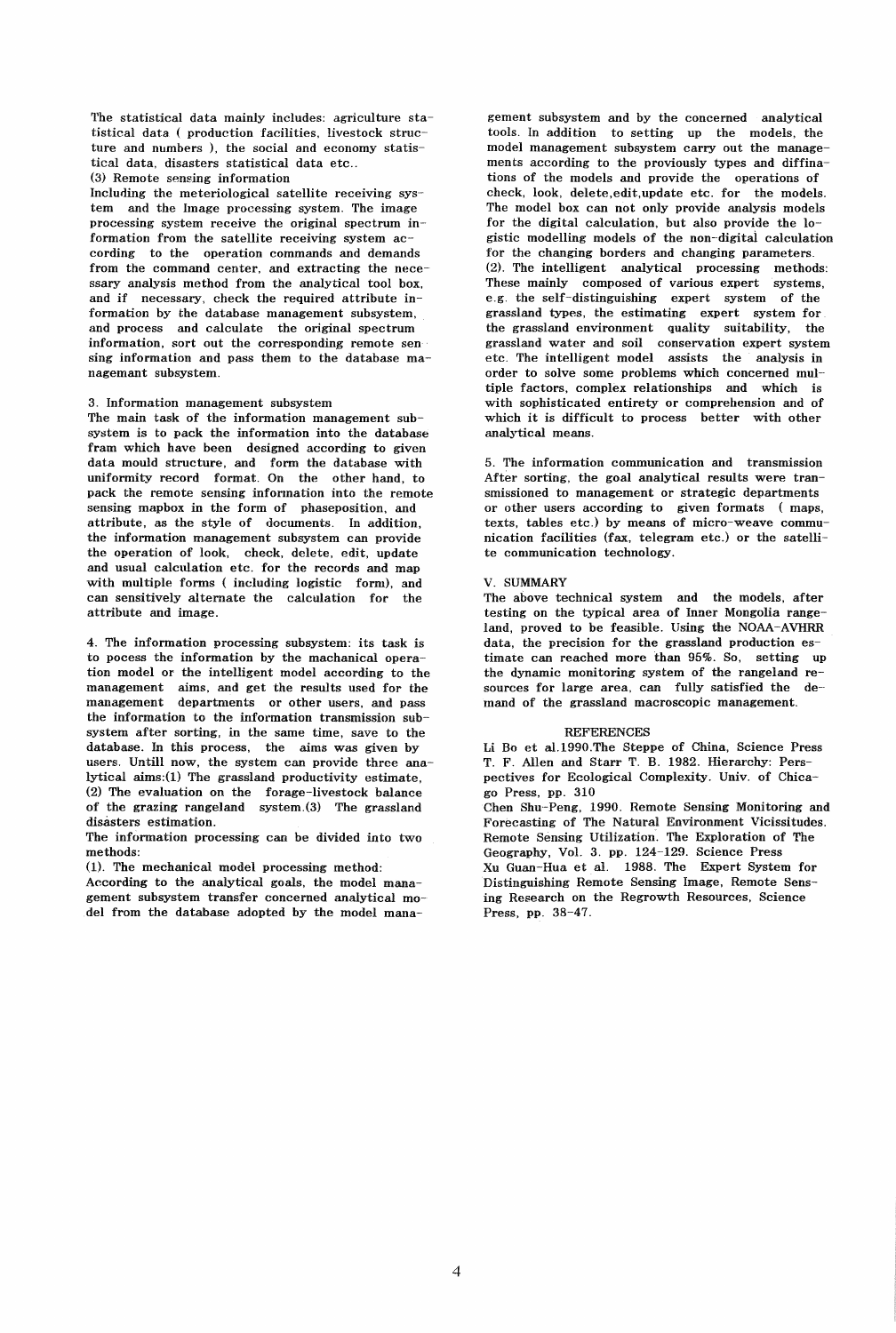The statistical data mainly includes: agriculture statistical data ( production facilities, livestock structure and numbers ), the social and economy statistical data, disasters statistical data etc..

(3) Remote sensing information

Including the meteriological satellite receiving system and the Image processing system. The image processing system receive the original spectrum information from the satellite receiving system according to the operation commands and demands from the command center, and extracting the necessary analysis method from the analytical tool box, and if necessary, check the required attribute information by the database management subsystem, and process and calculate the original spectrum information, sort out the corresponding remote sensing information and pass them to the database managemant subsystem.

3. Information management subsystem

The main task of the information management subsystem is to pack the information into the database fram which have been designed according to given data mould structure, and form the database with uniformity record format. On the other hand, to pack the remote sensing information into the remote sensing mapbox in the form of phaseposition, and attribute, as the style of documents. In addition, the information management subsystem can provide the operation of look, check, delete, edit, update and usual calculation etc. for the records and map with multiple forms ( including logistic form), and can sensitively alternate the calculation for the attribute and image.

4. The information processing subsystem: its task is to pocess the information by the machanical operation model or the intelligent model according to the management aims, and get the results used for the management departments or other users, and pass the information to the information transmission subsystem after sorting, in the same time, save to the database. In this process, the aims was given by users. Untill now, the system can provide three analytical aims:(1) The grassland productivity estimate, (2) The evaluation on the forage-livestock balance of the grazing rangeland system.(3) The grassland disasters estimation.

The information processing can be divided into two methods:

(1). The mechanical model processing method:

According to the analytical goals, the model management subsystem transfer concerned analytical model from the database adopted by the model management subsystem and by the concerned analytical tools. In addition to setting up the models, the model management subsystem carry out the managements according to the proviously types and diffinations of the models and provide the operations of check, look, delete,edit,update etc. for the models. The model box can not only provide analysis models for the digital calculation, but also provide the logistic modelling models of the non-digital calculation for the changing borders and changing parameters.

(2). The intelligent analytical processing methods: These mainly composed of various expert systems, e.g. the self-distinguishing expert system of the grassland types, the estimating expert system for the grassland environment quality suitability, the grassland water and soil conservation expert system etc. The intelligent model assists the analysis in order to solve some problems which concerned multiple factors, complex relationships and which is with sophisticated entirety or comprehension and of which it is difficult to process better with other analytical means.

5. The information communication and transmission

After sorting, the goal analytical results were transmissioned to management or strategic departments or other users according to given formats ( maps, texts, tables etc.) by means of micro-weave communication facilities (fax, telegram etc.) or the satellite communication technology.

## V. SUMMARY

The above technical system and the models, after testing on the typical area of Inner Mongolia rangeland, proved to be feasible. Using the NOAA-AVHRR data, the precision for the grassland production estimate can reached more than 95%. So, setting up the dynamic monitoring system of the rangeland resources for large area, can fully satisfied the demand of the grassland macroscopic management.

## REFERENCES

Li Bo et al.1990.The Steppe of China, Science Press

T. F. Allen and Starr T. B. 1982. Hierarchy: Perspectives for Ecological Complexity. Univ. of Chicago Press, pp. 310

Chen Shu-Peng, 1990. Remote Sensing Monitoring and Forecasting of The Natural Environment Vicissitudes. Remote Sensing Utilization. The Exploration of The Geography, Vol. 3. pp. 124-129. Science Press

Xu Guan-Hua et al. 1988. The Expert System for Distinguishing Remote Sensing Image, Remote Sensing Research on the Regrowth Resources, Science Press, pp. 38-47.